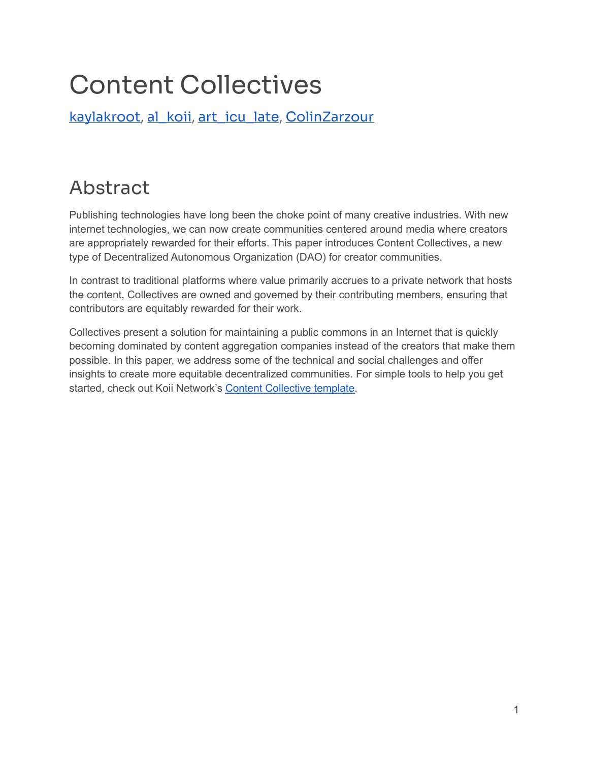# Content Collectives

kaylakroot, al_koii, art_icu_late, ColinZarzour

## Abstract

Publishing technologies have long been the choke point of many creative industries. With new internet technologies, we can now create communities centered around media where creators are appropriately rewarded for their efforts. This paper introduces Content Collectives, a new type of Decentralized Autonomous Organization (DAO) for creator communities.

In contrast to traditional platforms where value primarily accrues to a private network that hosts the content, Collectives are owned and governed by their contributing members, ensuring that contributors are equitably rewarded for their work.

Collectives present a solution for maintaining a public commons in an Internet that is quickly becoming dominated by content aggregation companies instead of the creators that make them possible. In this paper, we address some of the technical and social challenges and offer insights to create more equitable decentralized communities. For simple tools to help you get started, check out Koii Network's Content Collective template.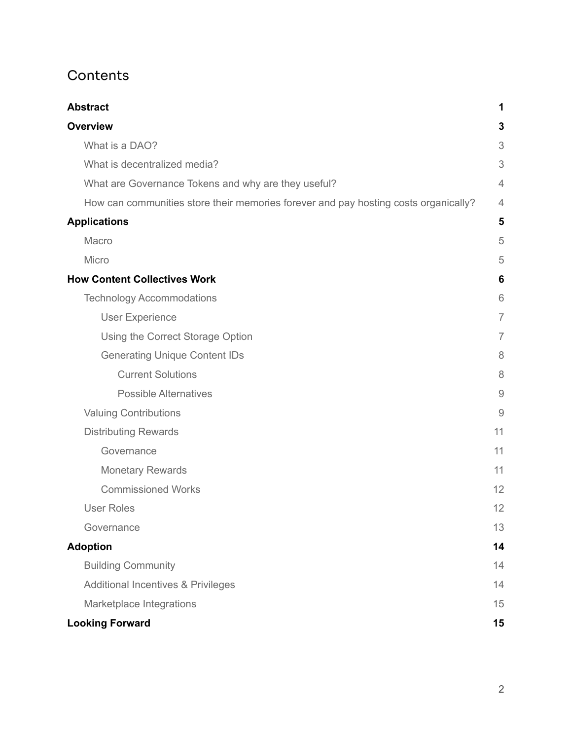# Contents

| | |
|---|---|
| **Abstract** | **1** |
| **Overview** | **3** |
| What is a DAO? | 3 |
| What is decentralized media? | 3 |
| What are Governance Tokens and why are they useful? | 4 |
| How can communities store their memories forever and pay hosting costs organically? | 4 |
| **Applications** | **5** |
| Macro | 5 |
| Micro | 5 |
| **How Content Collectives Work** | **6** |
| Technology Accommodations | 6 |
| User Experience | 7 |
| Using the Correct Storage Option | 7 |
| Generating Unique Content IDs | 8 |
| Current Solutions | 8 |
| Possible Alternatives | 9 |
| Valuing Contributions | 9 |
| Distributing Rewards | 11 |
| Governance | 11 |
| Monetary Rewards | 11 |
| Commissioned Works | 12 |
| User Roles | 12 |
| Governance | 13 |
| **Adoption** | **14** |
| Building Community | 14 |
| Additional Incentives & Privileges | 14 |
| Marketplace Integrations | 15 |
| **Looking Forward** | **15** |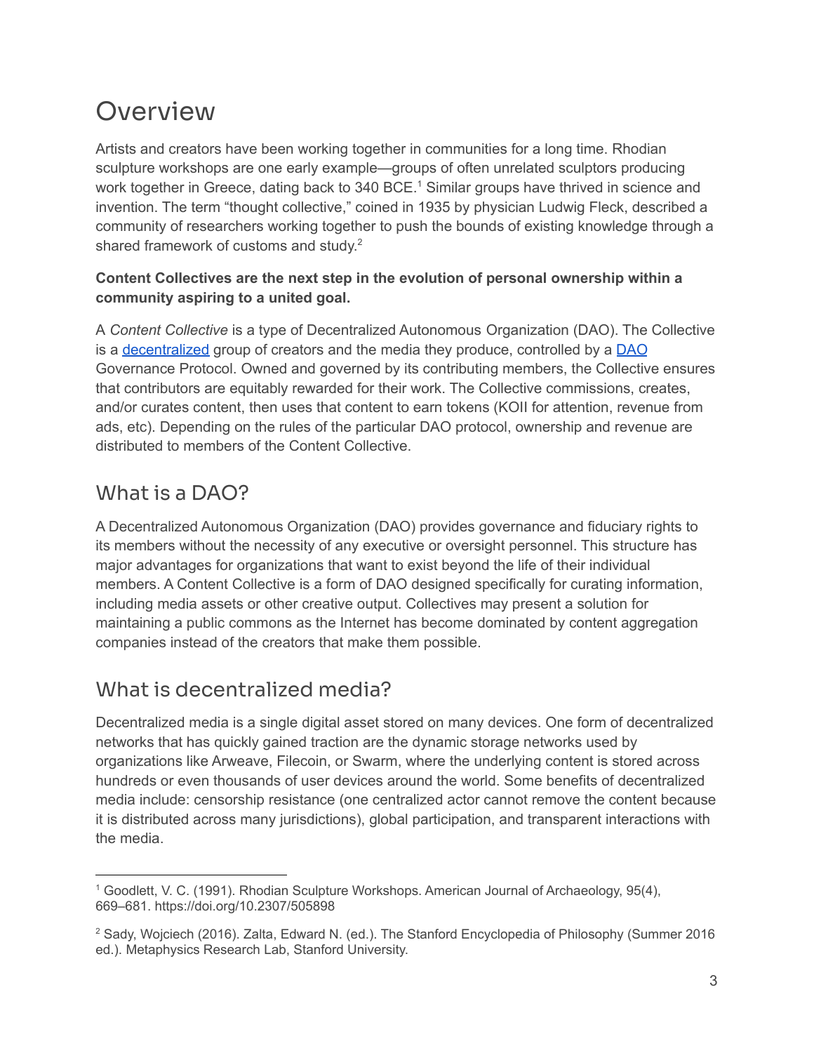# Overview

Artists and creators have been working together in communities for a long time. Rhodian sculpture workshops are one early example—groups of often unrelated sculptors producing work together in Greece, dating back to 340 BCE.[1] Similar groups have thrived in science and invention. The term "thought collective," coined in 1935 by physician Ludwig Fleck, described a community of researchers working together to push the bounds of existing knowledge through a shared framework of customs and study.[2]

**Content Collectives are the next step in the evolution of personal ownership within a community aspiring to a united goal.**

A *Content Collective* is a type of Decentralized Autonomous Organization (DAO). The Collective is a [decentralized]() group of creators and the media they produce, controlled by a [DAO]() Governance Protocol. Owned and governed by its contributing members, the Collective ensures that contributors are equitably rewarded for their work. The Collective commissions, creates, and/or curates content, then uses that content to earn tokens (KOII for attention, revenue from ads, etc). Depending on the rules of the particular DAO protocol, ownership and revenue are distributed to members of the Content Collective.

## What is a DAO?

A Decentralized Autonomous Organization (DAO) provides governance and fiduciary rights to its members without the necessity of any executive or oversight personnel. This structure has major advantages for organizations that want to exist beyond the life of their individual members. A Content Collective is a form of DAO designed specifically for curating information, including media assets or other creative output. Collectives may present a solution for maintaining a public commons as the Internet has become dominated by content aggregation companies instead of the creators that make them possible.

## What is decentralized media?

Decentralized media is a single digital asset stored on many devices. One form of decentralized networks that has quickly gained traction are the dynamic storage networks used by organizations like Arweave, Filecoin, or Swarm, where the underlying content is stored across hundreds or even thousands of user devices around the world. Some benefits of decentralized media include: censorship resistance (one centralized actor cannot remove the content because it is distributed across many jurisdictions), global participation, and transparent interactions with the media.

---

[1] Goodlett, V. C. (1991). Rhodian Sculpture Workshops. American Journal of Archaeology, 95(4), 669–681. https://doi.org/10.2307/505898

[2] Sady, Wojciech (2016). Zalta, Edward N. (ed.). The Stanford Encyclopedia of Philosophy (Summer 2016 ed.). Metaphysics Research Lab, Stanford University.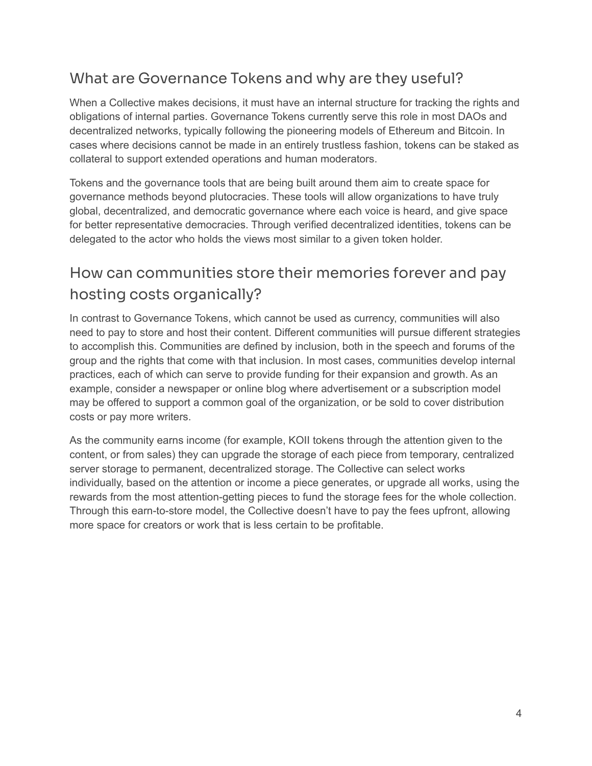## What are Governance Tokens and why are they useful?

When a Collective makes decisions, it must have an internal structure for tracking the rights and obligations of internal parties. Governance Tokens currently serve this role in most DAOs and decentralized networks, typically following the pioneering models of Ethereum and Bitcoin. In cases where decisions cannot be made in an entirely trustless fashion, tokens can be staked as collateral to support extended operations and human moderators.

Tokens and the governance tools that are being built around them aim to create space for governance methods beyond plutocracies. These tools will allow organizations to have truly global, decentralized, and democratic governance where each voice is heard, and give space for better representative democracies. Through verified decentralized identities, tokens can be delegated to the actor who holds the views most similar to a given token holder.

## How can communities store their memories forever and pay hosting costs organically?

In contrast to Governance Tokens, which cannot be used as currency, communities will also need to pay to store and host their content. Different communities will pursue different strategies to accomplish this. Communities are defined by inclusion, both in the speech and forums of the group and the rights that come with that inclusion. In most cases, communities develop internal practices, each of which can serve to provide funding for their expansion and growth. As an example, consider a newspaper or online blog where advertisement or a subscription model may be offered to support a common goal of the organization, or be sold to cover distribution costs or pay more writers.

As the community earns income (for example, KOII tokens through the attention given to the content, or from sales) they can upgrade the storage of each piece from temporary, centralized server storage to permanent, decentralized storage. The Collective can select works individually, based on the attention or income a piece generates, or upgrade all works, using the rewards from the most attention-getting pieces to fund the storage fees for the whole collection. Through this earn-to-store model, the Collective doesn't have to pay the fees upfront, allowing more space for creators or work that is less certain to be profitable.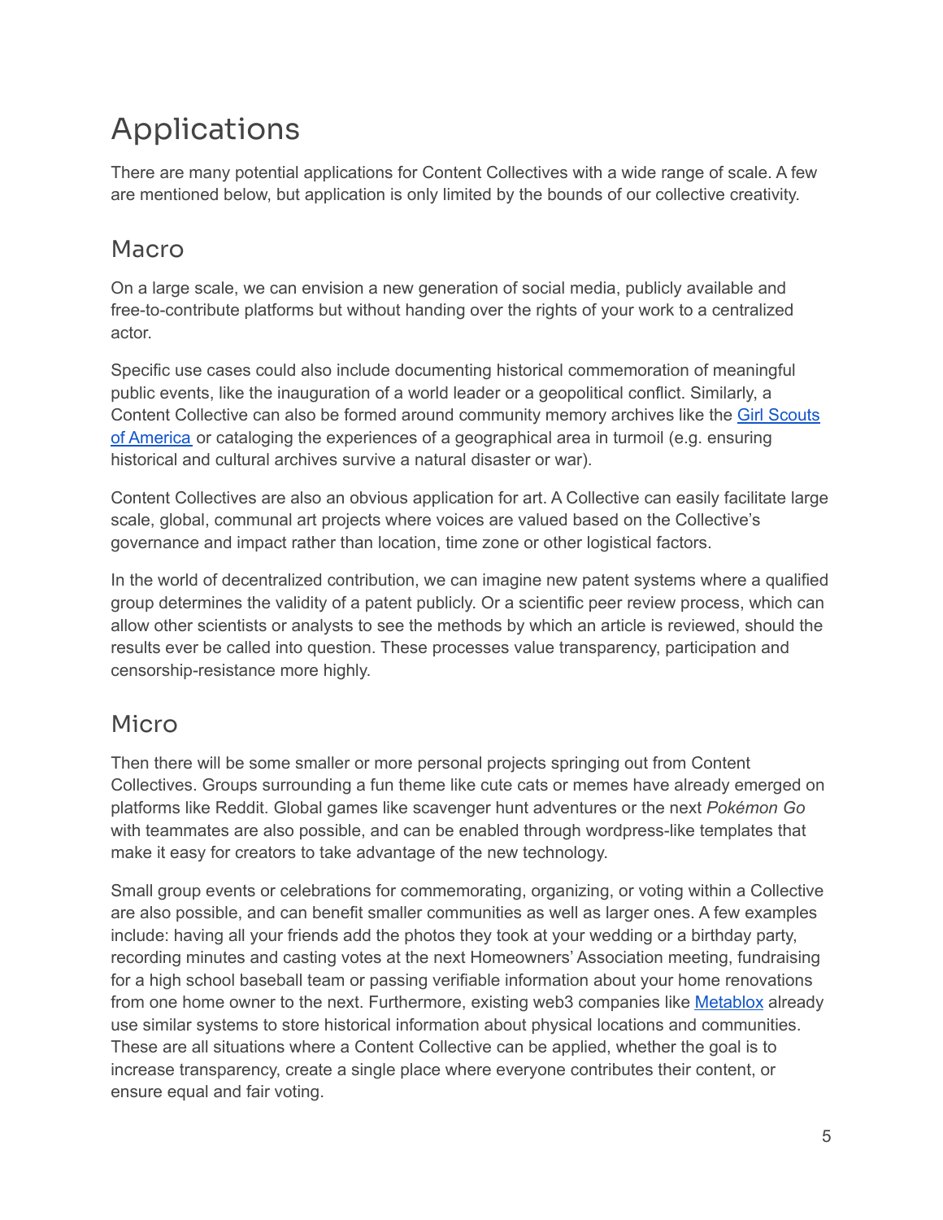# Applications

There are many potential applications for Content Collectives with a wide range of scale. A few are mentioned below, but application is only limited by the bounds of our collective creativity.

## Macro

On a large scale, we can envision a new generation of social media, publicly available and free-to-contribute platforms but without handing over the rights of your work to a centralized actor.

Specific use cases could also include documenting historical commemoration of meaningful public events, like the inauguration of a world leader or a geopolitical conflict. Similarly, a Content Collective can also be formed around community memory archives like the Girl Scouts of America or cataloging the experiences of a geographical area in turmoil (e.g. ensuring historical and cultural archives survive a natural disaster or war).

Content Collectives are also an obvious application for art. A Collective can easily facilitate large scale, global, communal art projects where voices are valued based on the Collective's governance and impact rather than location, time zone or other logistical factors.

In the world of decentralized contribution, we can imagine new patent systems where a qualified group determines the validity of a patent publicly. Or a scientific peer review process, which can allow other scientists or analysts to see the methods by which an article is reviewed, should the results ever be called into question. These processes value transparency, participation and censorship-resistance more highly.

## Micro

Then there will be some smaller or more personal projects springing out from Content Collectives. Groups surrounding a fun theme like cute cats or memes have already emerged on platforms like Reddit. Global games like scavenger hunt adventures or the next *Pokémon Go* with teammates are also possible, and can be enabled through wordpress-like templates that make it easy for creators to take advantage of the new technology.

Small group events or celebrations for commemorating, organizing, or voting within a Collective are also possible, and can benefit smaller communities as well as larger ones. A few examples include: having all your friends add the photos they took at your wedding or a birthday party, recording minutes and casting votes at the next Homeowners' Association meeting, fundraising for a high school baseball team or passing verifiable information about your home renovations from one home owner to the next. Furthermore, existing web3 companies like Metablox already use similar systems to store historical information about physical locations and communities. These are all situations where a Content Collective can be applied, whether the goal is to increase transparency, create a single place where everyone contributes their content, or ensure equal and fair voting.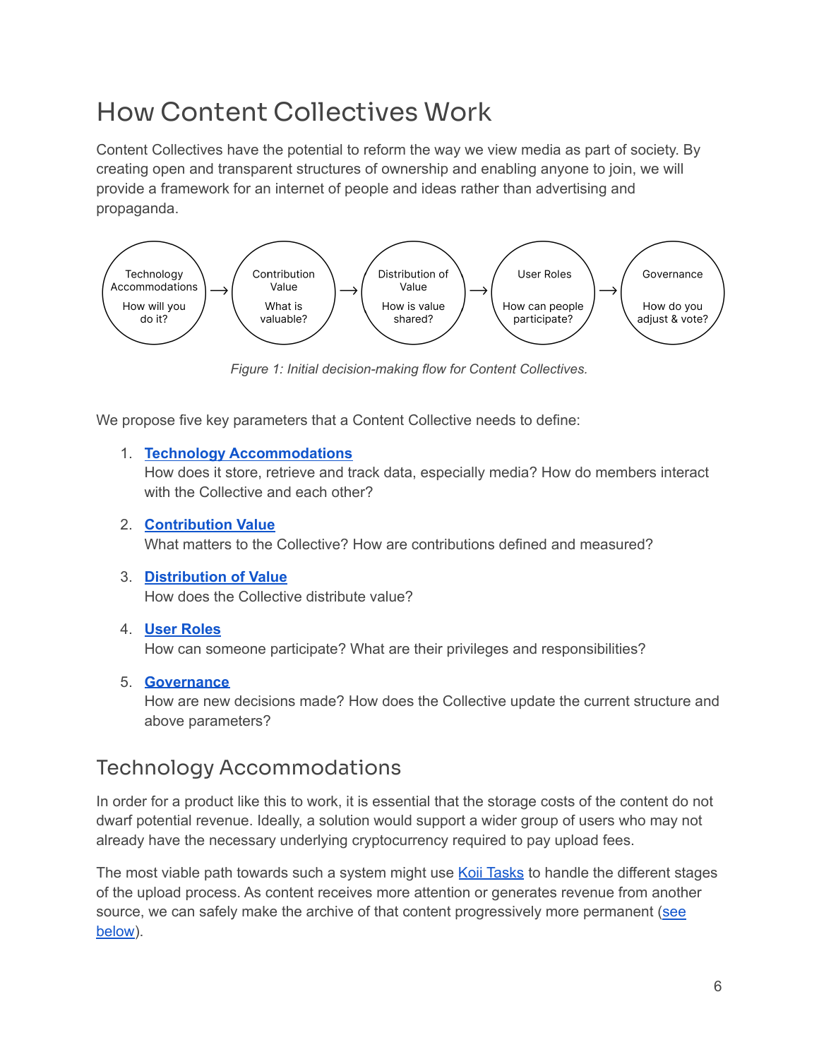# How Content Collectives Work

Content Collectives have the potential to reform the way we view media as part of society. By creating open and transparent structures of ownership and enabling anyone to join, we will provide a framework for an internet of people and ideas rather than advertising and propaganda.

Technology Accommodations (How will you do it?) → Contribution Value (What is valuable?) → Distribution of Value (How is value shared?) → User Roles (How can people participate?) → Governance (How do you adjust & vote?)

*Figure 1: Initial decision-making flow for Content Collectives.*

We propose five key parameters that a Content Collective needs to define:

1. **Technology Accommodations**
   How does it store, retrieve and track data, especially media? How do members interact with the Collective and each other?

2. **Contribution Value**
   What matters to the Collective? How are contributions defined and measured?

3. **Distribution of Value**
   How does the Collective distribute value?

4. **User Roles**
   How can someone participate? What are their privileges and responsibilities?

5. **Governance**
   How are new decisions made? How does the Collective update the current structure and above parameters?

## Technology Accommodations

In order for a product like this to work, it is essential that the storage costs of the content do not dwarf potential revenue. Ideally, a solution would support a wider group of users who may not already have the necessary underlying cryptocurrency required to pay upload fees.

The most viable path towards such a system might use Koii Tasks to handle the different stages of the upload process. As content receives more attention or generates revenue from another source, we can safely make the archive of that content progressively more permanent (see below).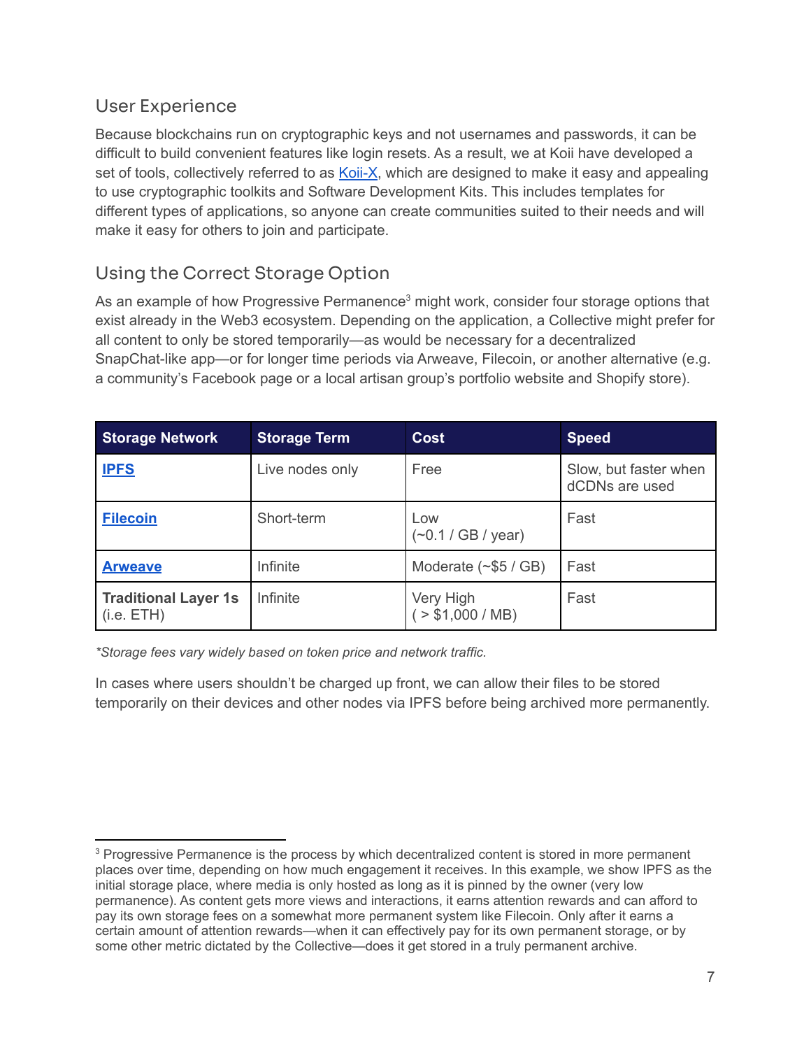## User Experience

Because blockchains run on cryptographic keys and not usernames and passwords, it can be difficult to build convenient features like login resets. As a result, we at Koii have developed a set of tools, collectively referred to as Koii-X, which are designed to make it easy and appealing to use cryptographic toolkits and Software Development Kits. This includes templates for different types of applications, so anyone can create communities suited to their needs and will make it easy for others to join and participate.

## Using the Correct Storage Option

As an example of how Progressive Permanence[3] might work, consider four storage options that exist already in the Web3 ecosystem. Depending on the application, a Collective might prefer for all content to only be stored temporarily—as would be necessary for a decentralized SnapChat-like app—or for longer time periods via Arweave, Filecoin, or another alternative (e.g. a community's Facebook page or a local artisan group's portfolio website and Shopify store).

| Storage Network | Storage Term | Cost | Speed |
|---|---|---|---|
| **IPFS** | Live nodes only | Free | Slow, but faster when dCDNs are used |
| **Filecoin** | Short-term | Low (~0.1 / GB / year) | Fast |
| **Arweave** | Infinite | Moderate (~$5 / GB) | Fast |
| **Traditional Layer 1s** (i.e. ETH) | Infinite | Very High ( > $1,000 / MB) | Fast |

*\*Storage fees vary widely based on token price and network traffic.*

In cases where users shouldn't be charged up front, we can allow their files to be stored temporarily on their devices and other nodes via IPFS before being archived more permanently.

---

[3] Progressive Permanence is the process by which decentralized content is stored in more permanent places over time, depending on how much engagement it receives. In this example, we show IPFS as the initial storage place, where media is only hosted as long as it is pinned by the owner (very low permanence). As content gets more views and interactions, it earns attention rewards and can afford to pay its own storage fees on a somewhat more permanent system like Filecoin. Only after it earns a certain amount of attention rewards—when it can effectively pay for its own permanent storage, or by some other metric dictated by the Collective—does it get stored in a truly permanent archive.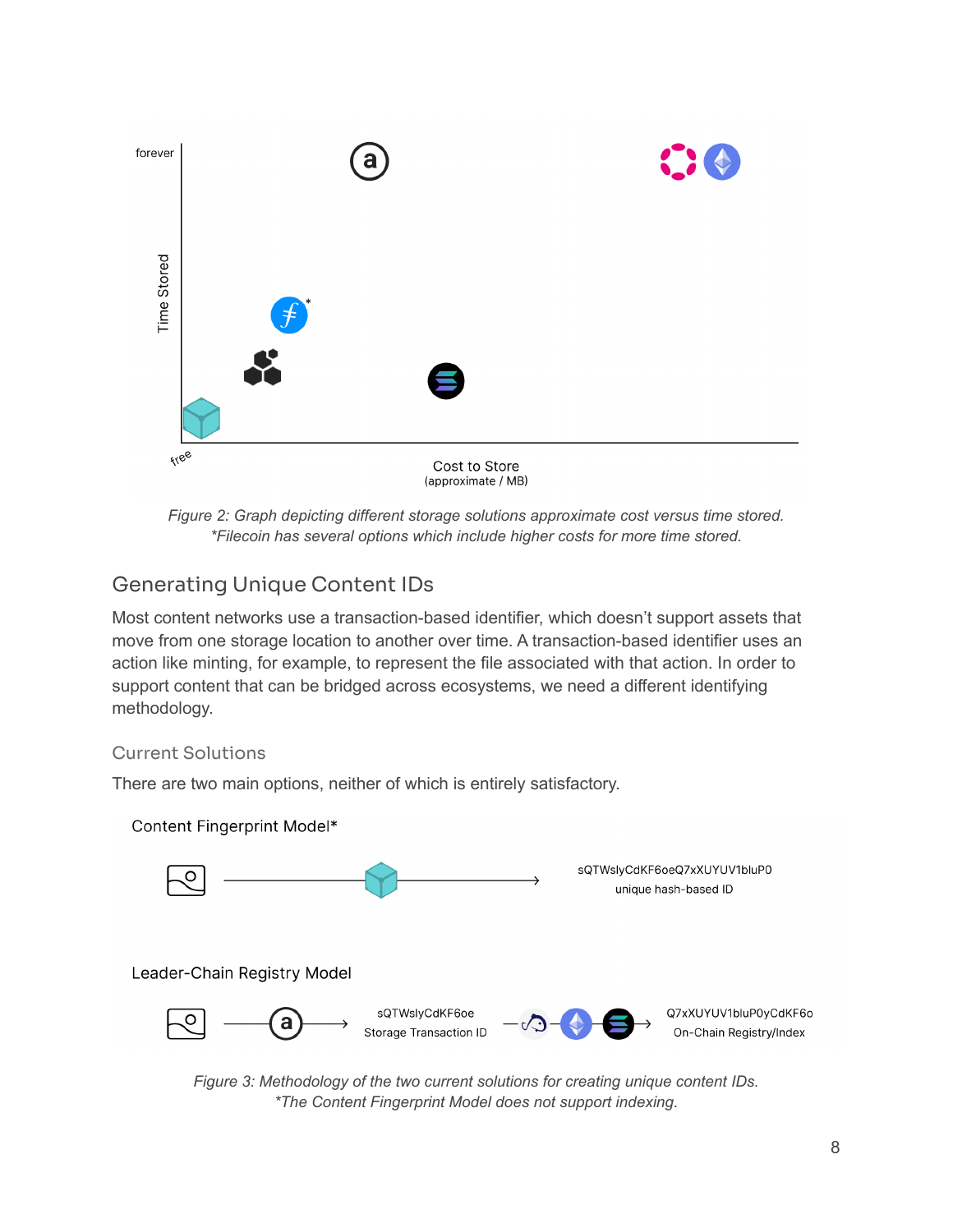forever

Time Stored

free

Cost to Store
(approximate / MB)

*Figure 2: Graph depicting different storage solutions approximate cost versus time stored.*
*\*Filecoin has several options which include higher costs for more time stored.*

## Generating Unique Content IDs

Most content networks use a transaction-based identifier, which doesn't support assets that move from one storage location to another over time. A transaction-based identifier uses an action like minting, for example, to represent the file associated with that action. In order to support content that can be bridged across ecosystems, we need a different identifying methodology.

### Current Solutions

There are two main options, neither of which is entirely satisfactory.

Content Fingerprint Model*

sQTWslyCdKF6oeQ7xXUYUV1bluP0
unique hash-based ID

Leader-Chain Registry Model

sQTWslyCdKF6oe
Storage Transaction ID

Q7xXUYUV1bluP0yCdKF6o
On-Chain Registry/Index

*Figure 3: Methodology of the two current solutions for creating unique content IDs.*
*\*The Content Fingerprint Model does not support indexing.*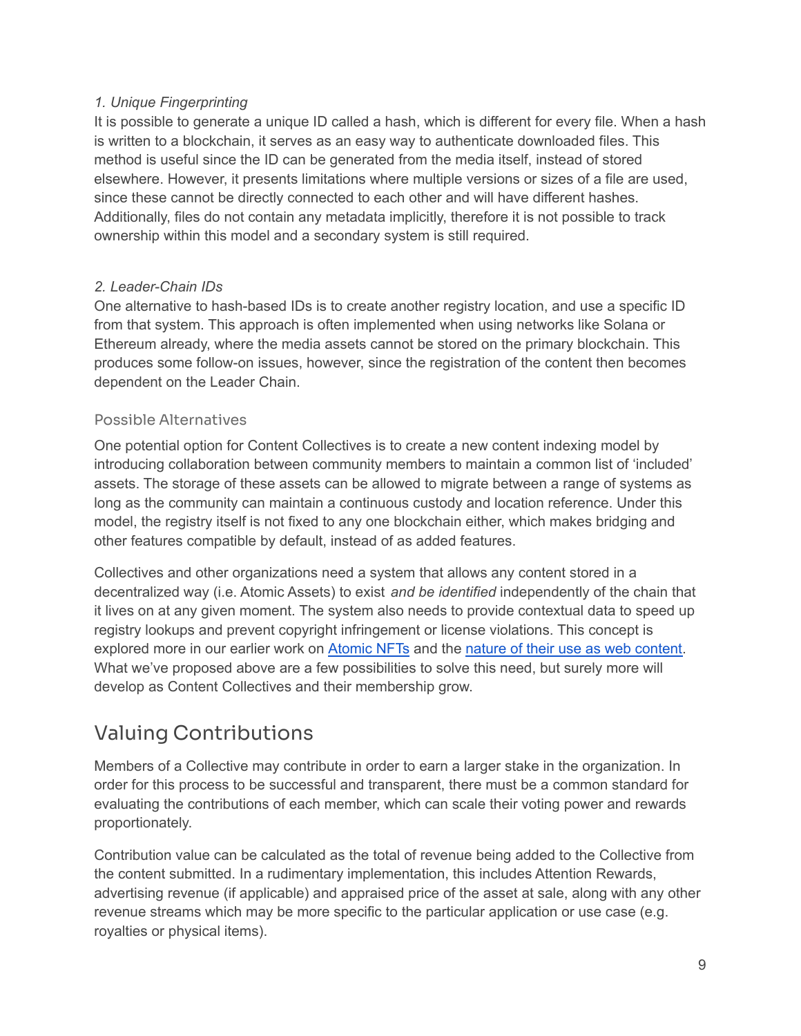*1. Unique Fingerprinting*

It is possible to generate a unique ID called a hash, which is different for every file. When a hash is written to a blockchain, it serves as an easy way to authenticate downloaded files. This method is useful since the ID can be generated from the media itself, instead of stored elsewhere. However, it presents limitations where multiple versions or sizes of a file are used, since these cannot be directly connected to each other and will have different hashes. Additionally, files do not contain any metadata implicitly, therefore it is not possible to track ownership within this model and a secondary system is still required.

*2. Leader-Chain IDs*

One alternative to hash-based IDs is to create another registry location, and use a specific ID from that system. This approach is often implemented when using networks like Solana or Ethereum already, where the media assets cannot be stored on the primary blockchain. This produces some follow-on issues, however, since the registration of the content then becomes dependent on the Leader Chain.

### Possible Alternatives

One potential option for Content Collectives is to create a new content indexing model by introducing collaboration between community members to maintain a common list of 'included' assets. The storage of these assets can be allowed to migrate between a range of systems as long as the community can maintain a continuous custody and location reference. Under this model, the registry itself is not fixed to any one blockchain either, which makes bridging and other features compatible by default, instead of as added features.

Collectives and other organizations need a system that allows any content stored in a decentralized way (i.e. Atomic Assets) to exist *and be identified* independently of the chain that it lives on at any given moment. The system also needs to provide contextual data to speed up registry lookups and prevent copyright infringement or license violations. This concept is explored more in our earlier work on Atomic NFTs and the nature of their use as web content. What we've proposed above are a few possibilities to solve this need, but surely more will develop as Content Collectives and their membership grow.

## Valuing Contributions

Members of a Collective may contribute in order to earn a larger stake in the organization. In order for this process to be successful and transparent, there must be a common standard for evaluating the contributions of each member, which can scale their voting power and rewards proportionately.

Contribution value can be calculated as the total of revenue being added to the Collective from the content submitted. In a rudimentary implementation, this includes Attention Rewards, advertising revenue (if applicable) and appraised price of the asset at sale, along with any other revenue streams which may be more specific to the particular application or use case (e.g. royalties or physical items).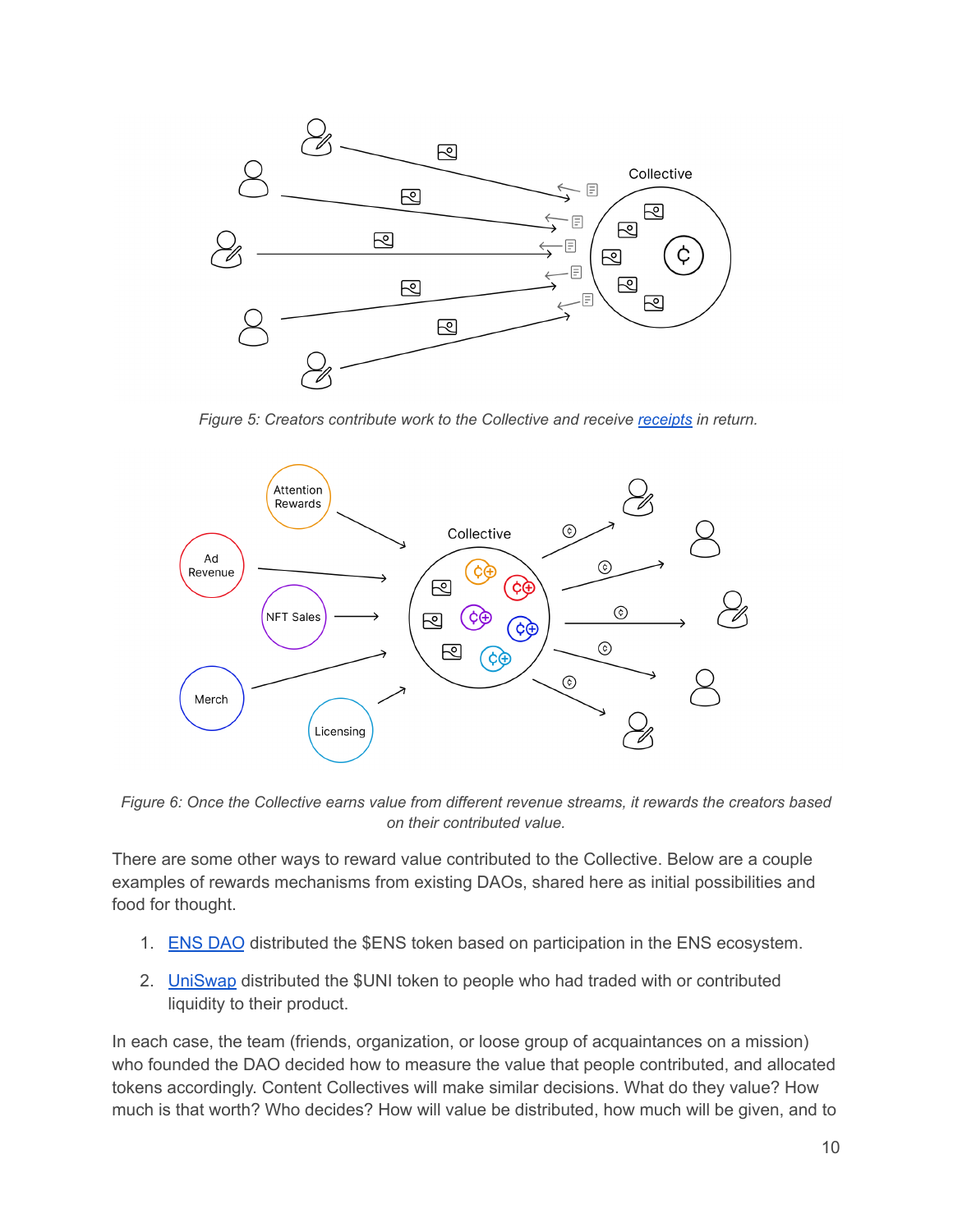*Figure 5: Creators contribute work to the Collective and receive receipts in return.*

*Figure 6: Once the Collective earns value from different revenue streams, it rewards the creators based on their contributed value.*

There are some other ways to reward value contributed to the Collective. Below are a couple examples of rewards mechanisms from existing DAOs, shared here as initial possibilities and food for thought.

1. ENS DAO distributed the $ENS token based on participation in the ENS ecosystem.
2. UniSwap distributed the $UNI token to people who had traded with or contributed liquidity to their product.

In each case, the team (friends, organization, or loose group of acquaintances on a mission) who founded the DAO decided how to measure the value that people contributed, and allocated tokens accordingly. Content Collectives will make similar decisions. What do they value? How much is that worth? Who decides? How will value be distributed, how much will be given, and to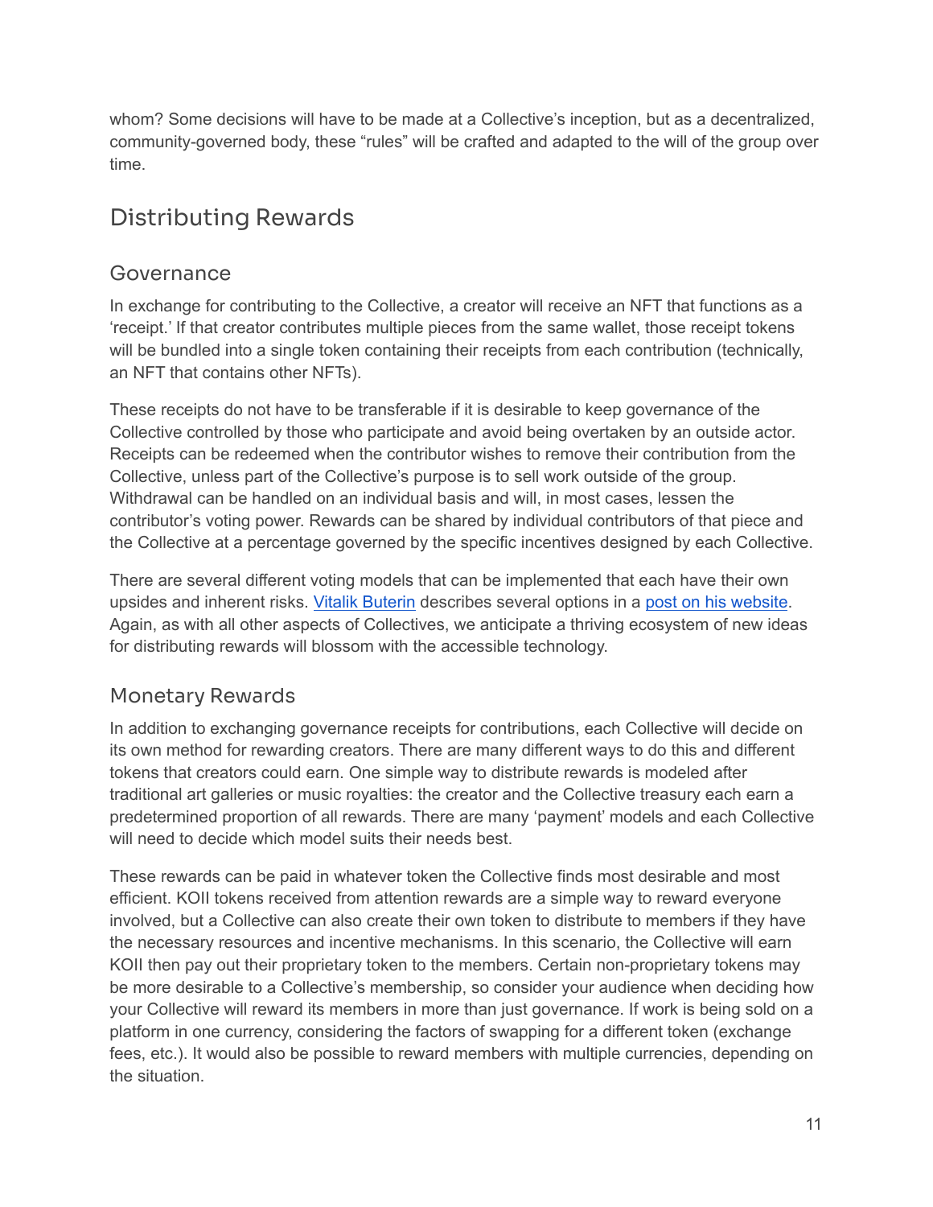whom? Some decisions will have to be made at a Collective's inception, but as a decentralized, community-governed body, these "rules" will be crafted and adapted to the will of the group over time.

## Distributing Rewards

### Governance

In exchange for contributing to the Collective, a creator will receive an NFT that functions as a 'receipt.' If that creator contributes multiple pieces from the same wallet, those receipt tokens will be bundled into a single token containing their receipts from each contribution (technically, an NFT that contains other NFTs).

These receipts do not have to be transferable if it is desirable to keep governance of the Collective controlled by those who participate and avoid being overtaken by an outside actor. Receipts can be redeemed when the contributor wishes to remove their contribution from the Collective, unless part of the Collective's purpose is to sell work outside of the group. Withdrawal can be handled on an individual basis and will, in most cases, lessen the contributor's voting power. Rewards can be shared by individual contributors of that piece and the Collective at a percentage governed by the specific incentives designed by each Collective.

There are several different voting models that can be implemented that each have their own upsides and inherent risks. Vitalik Buterin describes several options in a post on his website. Again, as with all other aspects of Collectives, we anticipate a thriving ecosystem of new ideas for distributing rewards will blossom with the accessible technology.

### Monetary Rewards

In addition to exchanging governance receipts for contributions, each Collective will decide on its own method for rewarding creators. There are many different ways to do this and different tokens that creators could earn. One simple way to distribute rewards is modeled after traditional art galleries or music royalties: the creator and the Collective treasury each earn a predetermined proportion of all rewards. There are many 'payment' models and each Collective will need to decide which model suits their needs best.

These rewards can be paid in whatever token the Collective finds most desirable and most efficient. KOII tokens received from attention rewards are a simple way to reward everyone involved, but a Collective can also create their own token to distribute to members if they have the necessary resources and incentive mechanisms. In this scenario, the Collective will earn KOII then pay out their proprietary token to the members. Certain non-proprietary tokens may be more desirable to a Collective's membership, so consider your audience when deciding how your Collective will reward its members in more than just governance. If work is being sold on a platform in one currency, considering the factors of swapping for a different token (exchange fees, etc.). It would also be possible to reward members with multiple currencies, depending on the situation.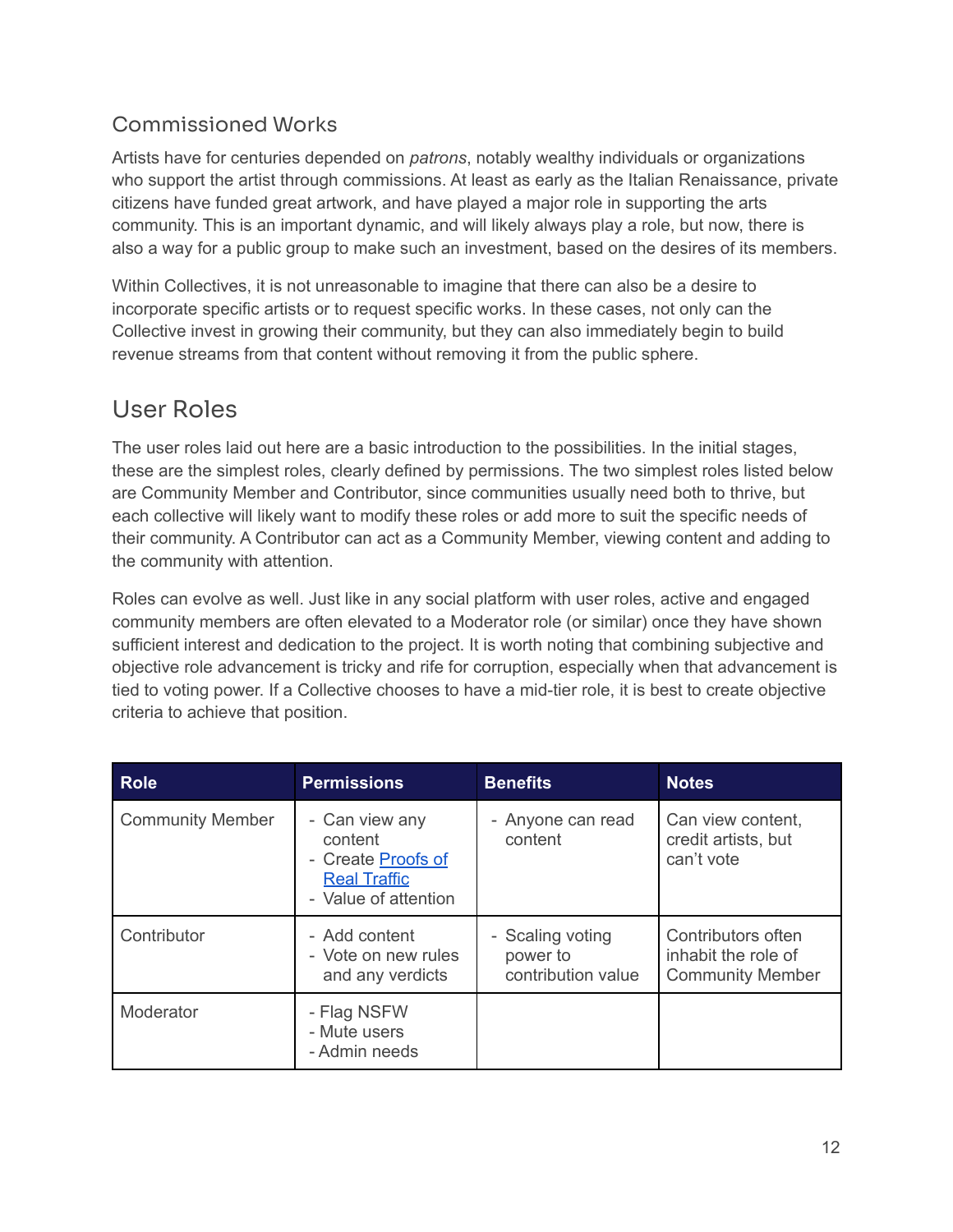### Commissioned Works

Artists have for centuries depended on *patrons*, notably wealthy individuals or organizations who support the artist through commissions. At least as early as the Italian Renaissance, private citizens have funded great artwork, and have played a major role in supporting the arts community. This is an important dynamic, and will likely always play a role, but now, there is also a way for a public group to make such an investment, based on the desires of its members.

Within Collectives, it is not unreasonable to imagine that there can also be a desire to incorporate specific artists or to request specific works. In these cases, not only can the Collective invest in growing their community, but they can also immediately begin to build revenue streams from that content without removing it from the public sphere.

## User Roles

The user roles laid out here are a basic introduction to the possibilities. In the initial stages, these are the simplest roles, clearly defined by permissions. The two simplest roles listed below are Community Member and Contributor, since communities usually need both to thrive, but each collective will likely want to modify these roles or add more to suit the specific needs of their community. A Contributor can act as a Community Member, viewing content and adding to the community with attention.

Roles can evolve as well. Just like in any social platform with user roles, active and engaged community members are often elevated to a Moderator role (or similar) once they have shown sufficient interest and dedication to the project. It is worth noting that combining subjective and objective role advancement is tricky and rife for corruption, especially when that advancement is tied to voting power. If a Collective chooses to have a mid-tier role, it is best to create objective criteria to achieve that position.

| Role | Permissions | Benefits | Notes |
| --- | --- | --- | --- |
| Community Member | - Can view any content<br>- Create Proofs of Real Traffic<br>- Value of attention | - Anyone can read content | Can view content, credit artists, but can't vote |
| Contributor | - Add content<br>- Vote on new rules and any verdicts | - Scaling voting power to contribution value | Contributors often inhabit the role of Community Member |
| Moderator | - Flag NSFW<br>- Mute users<br>- Admin needs | | |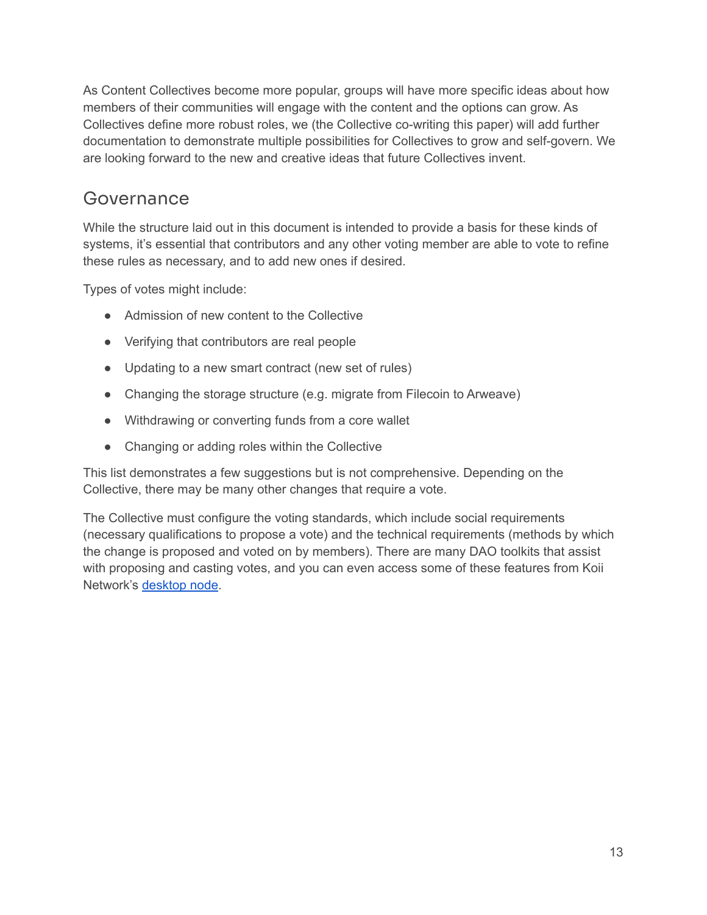As Content Collectives become more popular, groups will have more specific ideas about how members of their communities will engage with the content and the options can grow. As Collectives define more robust roles, we (the Collective co-writing this paper) will add further documentation to demonstrate multiple possibilities for Collectives to grow and self-govern. We are looking forward to the new and creative ideas that future Collectives invent.

## Governance

While the structure laid out in this document is intended to provide a basis for these kinds of systems, it's essential that contributors and any other voting member are able to vote to refine these rules as necessary, and to add new ones if desired.

Types of votes might include:

- Admission of new content to the Collective
- Verifying that contributors are real people
- Updating to a new smart contract (new set of rules)
- Changing the storage structure (e.g. migrate from Filecoin to Arweave)
- Withdrawing or converting funds from a core wallet
- Changing or adding roles within the Collective

This list demonstrates a few suggestions but is not comprehensive. Depending on the Collective, there may be many other changes that require a vote.

The Collective must configure the voting standards, which include social requirements (necessary qualifications to propose a vote) and the technical requirements (methods by which the change is proposed and voted on by members). There are many DAO toolkits that assist with proposing and casting votes, and you can even access some of these features from Koii Network's desktop node.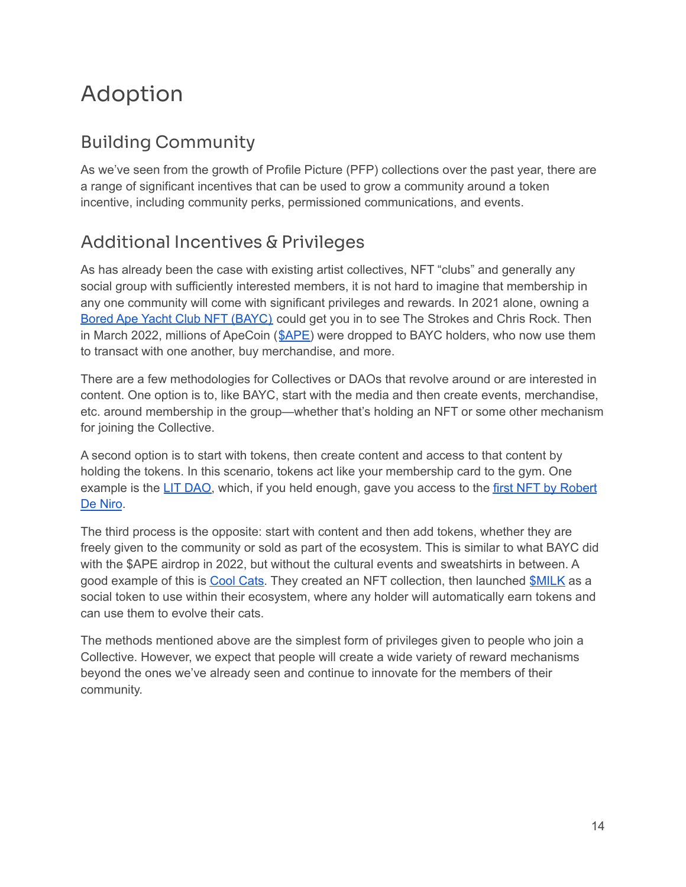# Adoption

## Building Community

As we've seen from the growth of Profile Picture (PFP) collections over the past year, there are a range of significant incentives that can be used to grow a community around a token incentive, including community perks, permissioned communications, and events.

## Additional Incentives & Privileges

As has already been the case with existing artist collectives, NFT "clubs" and generally any social group with sufficiently interested members, it is not hard to imagine that membership in any one community will come with significant privileges and rewards. In 2021 alone, owning a Bored Ape Yacht Club NFT (BAYC) could get you in to see The Strokes and Chris Rock. Then in March 2022, millions of ApeCoin ($APE) were dropped to BAYC holders, who now use them to transact with one another, buy merchandise, and more.

There are a few methodologies for Collectives or DAOs that revolve around or are interested in content. One option is to, like BAYC, start with the media and then create events, merchandise, etc. around membership in the group—whether that's holding an NFT or some other mechanism for joining the Collective.

A second option is to start with tokens, then create content and access to that content by holding the tokens. In this scenario, tokens act like your membership card to the gym. One example is the LIT DAO, which, if you held enough, gave you access to the first NFT by Robert De Niro.

The third process is the opposite: start with content and then add tokens, whether they are freely given to the community or sold as part of the ecosystem. This is similar to what BAYC did with the $APE airdrop in 2022, but without the cultural events and sweatshirts in between. A good example of this is Cool Cats. They created an NFT collection, then launched $MILK as a social token to use within their ecosystem, where any holder will automatically earn tokens and can use them to evolve their cats.

The methods mentioned above are the simplest form of privileges given to people who join a Collective. However, we expect that people will create a wide variety of reward mechanisms beyond the ones we've already seen and continue to innovate for the members of their community.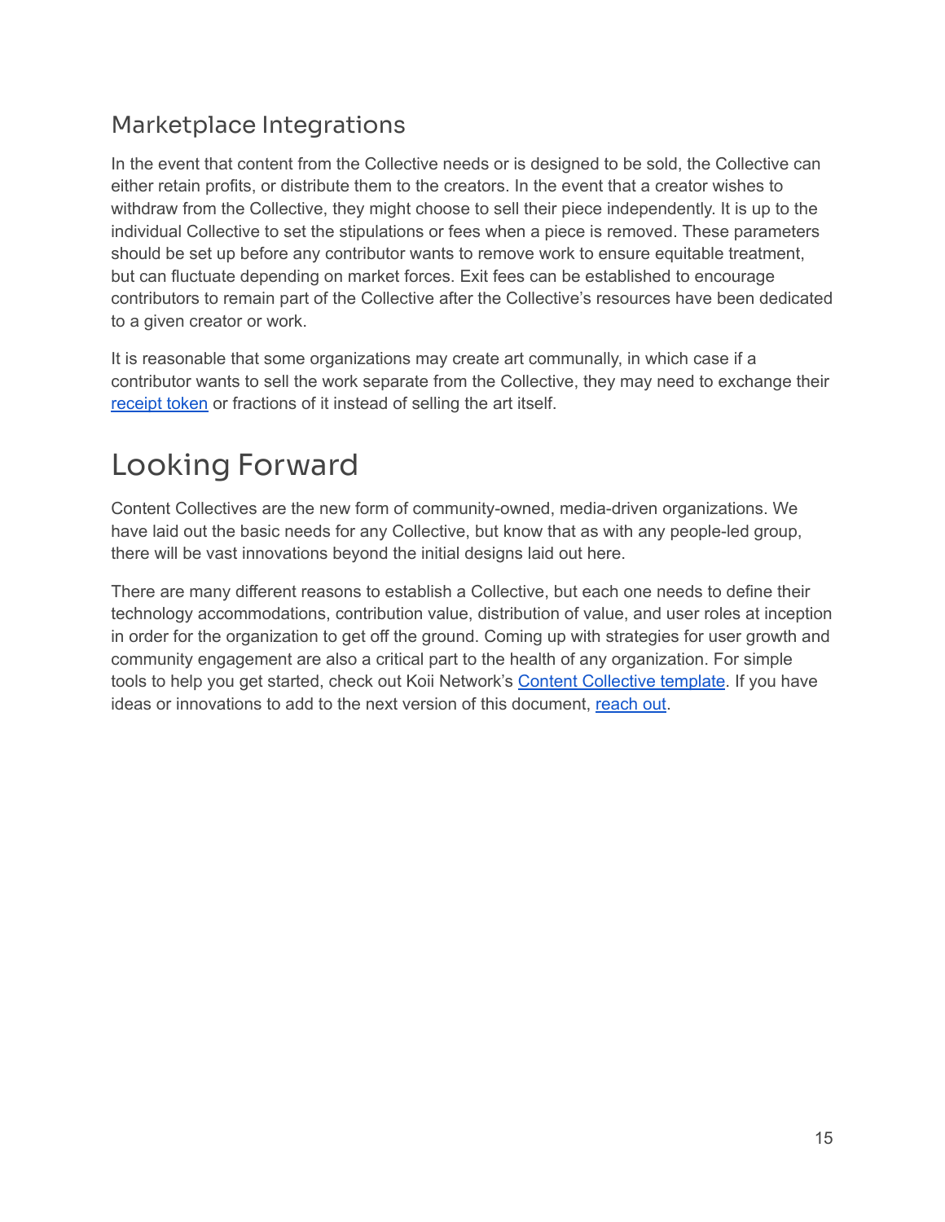## Marketplace Integrations

In the event that content from the Collective needs or is designed to be sold, the Collective can either retain profits, or distribute them to the creators. In the event that a creator wishes to withdraw from the Collective, they might choose to sell their piece independently. It is up to the individual Collective to set the stipulations or fees when a piece is removed. These parameters should be set up before any contributor wants to remove work to ensure equitable treatment, but can fluctuate depending on market forces. Exit fees can be established to encourage contributors to remain part of the Collective after the Collective's resources have been dedicated to a given creator or work.

It is reasonable that some organizations may create art communally, in which case if a contributor wants to sell the work separate from the Collective, they may need to exchange their receipt token or fractions of it instead of selling the art itself.

# Looking Forward

Content Collectives are the new form of community-owned, media-driven organizations. We have laid out the basic needs for any Collective, but know that as with any people-led group, there will be vast innovations beyond the initial designs laid out here.

There are many different reasons to establish a Collective, but each one needs to define their technology accommodations, contribution value, distribution of value, and user roles at inception in order for the organization to get off the ground. Coming up with strategies for user growth and community engagement are also a critical part to the health of any organization. For simple tools to help you get started, check out Koii Network's Content Collective template. If you have ideas or innovations to add to the next version of this document, reach out.